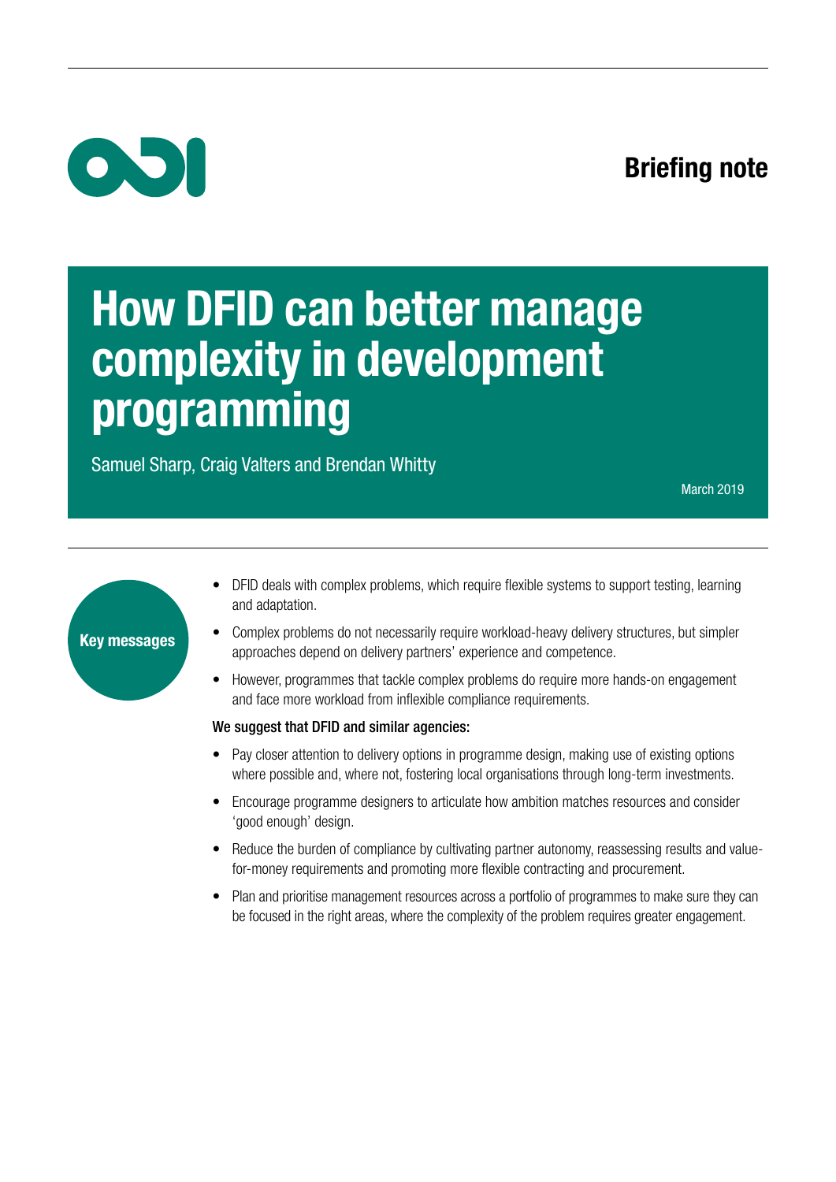Briefing note

# How DFID can better manage complexity in development programming

Samuel Sharp, Craig Valters and Brendan Whitty

March 2019

**Key messages**

- DFID deals with complex problems, which require flexible systems to support testing, learning and adaptation.
- Complex problems do not necessarily require workload-heavy delivery structures, but simpler approaches depend on delivery partners' experience and competence.
- However, programmes that tackle complex problems do require more hands-on engagement and face more workload from inflexible compliance requirements.

**We suggest that DFID and similar agencies:**

- Pay closer attention to delivery options in programme design, making use of existing options where possible and, where not, fostering local organisations through long-term investments.
- Encourage programme designers to articulate how ambition matches resources and consider 'good enough' design.
- Reduce the burden of compliance by cultivating partner autonomy, reassessing results and value-for-money requirements and promoting more flexible contracting and procurement.
- Plan and prioritise management resources across a portfolio of programmes to make sure they can be focused in the right areas, where the complexity of the problem requires greater engagement.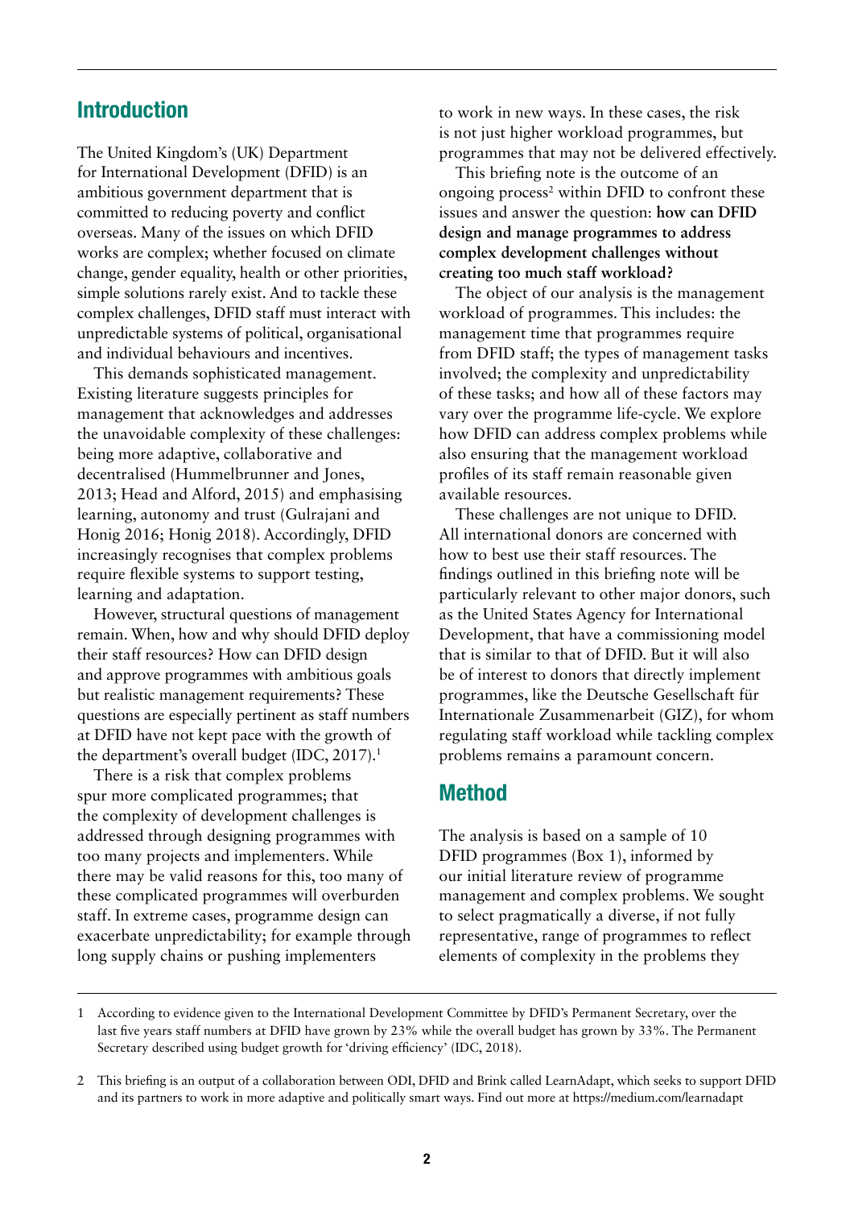## Introduction

The United Kingdom's (UK) Department for International Development (DFID) is an ambitious government department that is committed to reducing poverty and conflict overseas. Many of the issues on which DFID works are complex; whether focused on climate change, gender equality, health or other priorities, simple solutions rarely exist. And to tackle these complex challenges, DFID staff must interact with unpredictable systems of political, organisational and individual behaviours and incentives.

This demands sophisticated management. Existing literature suggests principles for management that acknowledges and addresses the unavoidable complexity of these challenges: being more adaptive, collaborative and decentralised (Hummelbrunner and Jones, 2013; Head and Alford, 2015) and emphasising learning, autonomy and trust (Gulrajani and Honig 2016; Honig 2018). Accordingly, DFID increasingly recognises that complex problems require flexible systems to support testing, learning and adaptation.

However, structural questions of management remain. When, how and why should DFID deploy their staff resources? How can DFID design and approve programmes with ambitious goals but realistic management requirements? These questions are especially pertinent as staff numbers at DFID have not kept pace with the growth of the department's overall budget (IDC, 2017).[1]

There is a risk that complex problems spur more complicated programmes; that the complexity of development challenges is addressed through designing programmes with too many projects and implementers. While there may be valid reasons for this, too many of these complicated programmes will overburden staff. In extreme cases, programme design can exacerbate unpredictability; for example through long supply chains or pushing implementers to work in new ways. In these cases, the risk is not just higher workload programmes, but programmes that may not be delivered effectively.

This briefing note is the outcome of an ongoing process[2] within DFID to confront these issues and answer the question: **how can DFID design and manage programmes to address complex development challenges without creating too much staff workload?**

The object of our analysis is the management workload of programmes. This includes: the management time that programmes require from DFID staff; the types of management tasks involved; the complexity and unpredictability of these tasks; and how all of these factors may vary over the programme life-cycle. We explore how DFID can address complex problems while also ensuring that the management workload profiles of its staff remain reasonable given available resources.

These challenges are not unique to DFID. All international donors are concerned with how to best use their staff resources. The findings outlined in this briefing note will be particularly relevant to other major donors, such as the United States Agency for International Development, that have a commissioning model that is similar to that of DFID. But it will also be of interest to donors that directly implement programmes, like the Deutsche Gesellschaft für Internationale Zusammenarbeit (GIZ), for whom regulating staff workload while tackling complex problems remains a paramount concern.

## Method

The analysis is based on a sample of 10 DFID programmes (Box 1), informed by our initial literature review of programme management and complex problems. We sought to select pragmatically a diverse, if not fully representative, range of programmes to reflect elements of complexity in the problems they

---

1 According to evidence given to the International Development Committee by DFID's Permanent Secretary, over the last five years staff numbers at DFID have grown by 23% while the overall budget has grown by 33%. The Permanent Secretary described using budget growth for 'driving efficiency' (IDC, 2018).

2 This briefing is an output of a collaboration between ODI, DFID and Brink called LearnAdapt, which seeks to support DFID and its partners to work in more adaptive and politically smart ways. Find out more at https://medium.com/learnadapt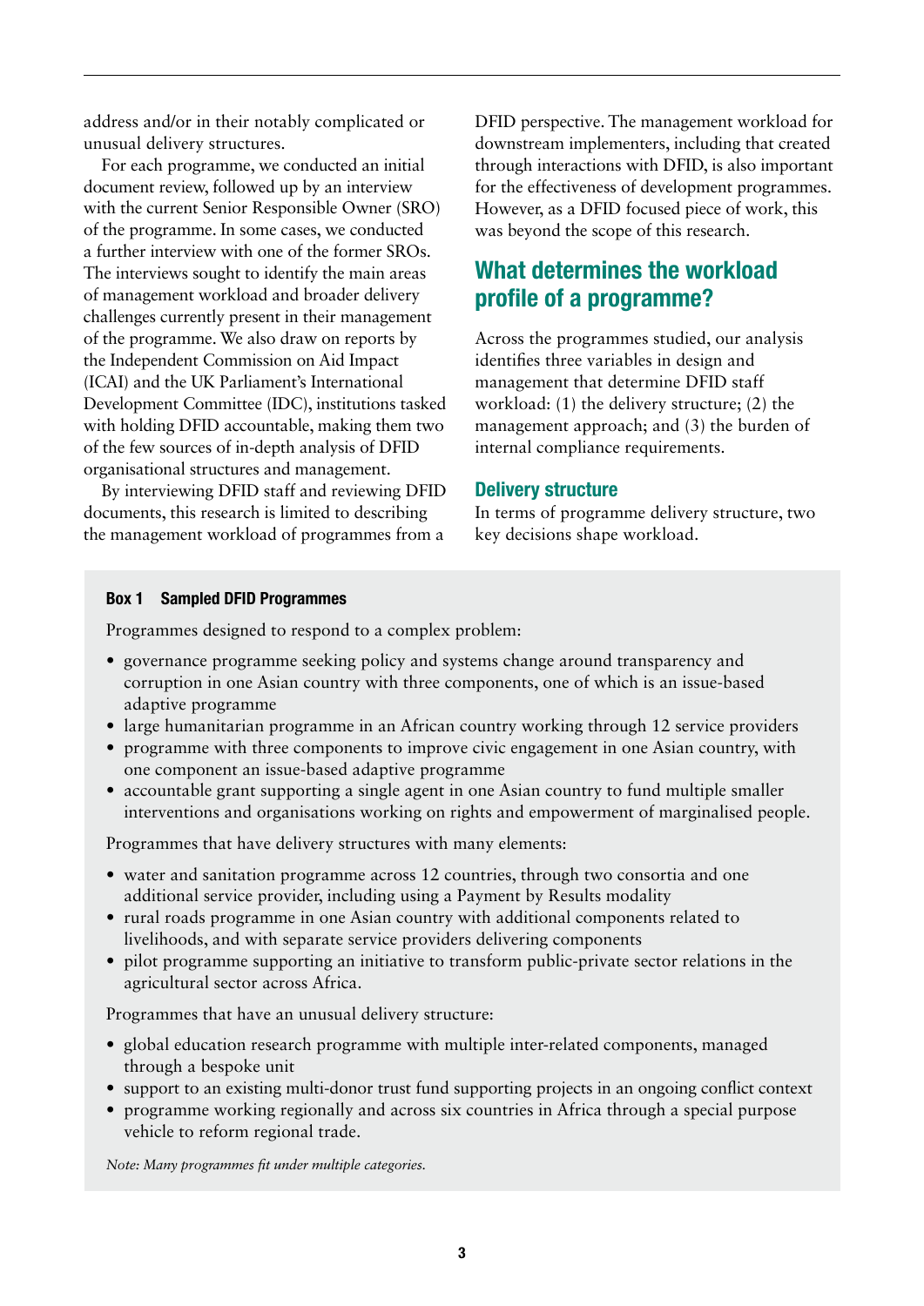address and/or in their notably complicated or unusual delivery structures.

For each programme, we conducted an initial document review, followed up by an interview with the current Senior Responsible Owner (SRO) of the programme. In some cases, we conducted a further interview with one of the former SROs. The interviews sought to identify the main areas of management workload and broader delivery challenges currently present in their management of the programme. We also draw on reports by the Independent Commission on Aid Impact (ICAI) and the UK Parliament's International Development Committee (IDC), institutions tasked with holding DFID accountable, making them two of the few sources of in-depth analysis of DFID organisational structures and management.

By interviewing DFID staff and reviewing DFID documents, this research is limited to describing the management workload of programmes from a DFID perspective. The management workload for downstream implementers, including that created through interactions with DFID, is also important for the effectiveness of development programmes. However, as a DFID focused piece of work, this was beyond the scope of this research.

## What determines the workload profile of a programme?

Across the programmes studied, our analysis identifies three variables in design and management that determine DFID staff workload: (1) the delivery structure; (2) the management approach; and (3) the burden of internal compliance requirements.

### Delivery structure

In terms of programme delivery structure, two key decisions shape workload.

**Box 1 Sampled DFID Programmes**

Programmes designed to respond to a complex problem:

- governance programme seeking policy and systems change around transparency and corruption in one Asian country with three components, one of which is an issue-based adaptive programme
- large humanitarian programme in an African country working through 12 service providers
- programme with three components to improve civic engagement in one Asian country, with one component an issue-based adaptive programme
- accountable grant supporting a single agent in one Asian country to fund multiple smaller interventions and organisations working on rights and empowerment of marginalised people.

Programmes that have delivery structures with many elements:

- water and sanitation programme across 12 countries, through two consortia and one additional service provider, including using a Payment by Results modality
- rural roads programme in one Asian country with additional components related to livelihoods, and with separate service providers delivering components
- pilot programme supporting an initiative to transform public-private sector relations in the agricultural sector across Africa.

Programmes that have an unusual delivery structure:

- global education research programme with multiple inter-related components, managed through a bespoke unit
- support to an existing multi-donor trust fund supporting projects in an ongoing conflict context
- programme working regionally and across six countries in Africa through a special purpose vehicle to reform regional trade.

*Note: Many programmes fit under multiple categories.*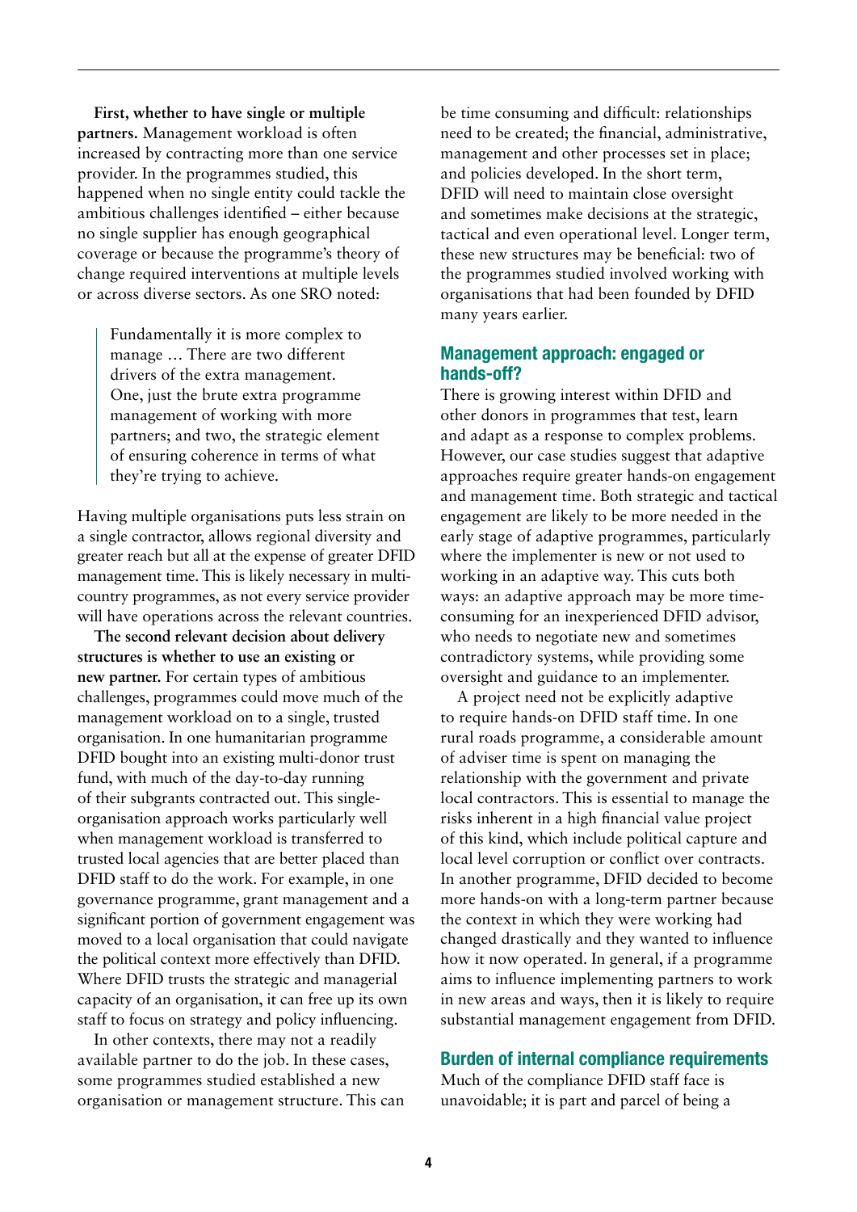**First, whether to have single or multiple partners.** Management workload is often increased by contracting more than one service provider. In the programmes studied, this happened when no single entity could tackle the ambitious challenges identified – either because no single supplier has enough geographical coverage or because the programme's theory of change required interventions at multiple levels or across diverse sectors. As one SRO noted:

> Fundamentally it is more complex to manage … There are two different drivers of the extra management. One, just the brute extra programme management of working with more partners; and two, the strategic element of ensuring coherence in terms of what they're trying to achieve.

Having multiple organisations puts less strain on a single contractor, allows regional diversity and greater reach but all at the expense of greater DFID management time. This is likely necessary in multi-country programmes, as not every service provider will have operations across the relevant countries.

**The second relevant decision about delivery structures is whether to use an existing or new partner.** For certain types of ambitious challenges, programmes could move much of the management workload on to a single, trusted organisation. In one humanitarian programme DFID bought into an existing multi-donor trust fund, with much of the day-to-day running of their subgrants contracted out. This single-organisation approach works particularly well when management workload is transferred to trusted local agencies that are better placed than DFID staff to do the work. For example, in one governance programme, grant management and a significant portion of government engagement was moved to a local organisation that could navigate the political context more effectively than DFID. Where DFID trusts the strategic and managerial capacity of an organisation, it can free up its own staff to focus on strategy and policy influencing.

In other contexts, there may not a readily available partner to do the job. In these cases, some programmes studied established a new organisation or management structure. This can be time consuming and difficult: relationships need to be created; the financial, administrative, management and other processes set in place; and policies developed. In the short term, DFID will need to maintain close oversight and sometimes make decisions at the strategic, tactical and even operational level. Longer term, these new structures may be beneficial: two of the programmes studied involved working with organisations that had been founded by DFID many years earlier.

## Management approach: engaged or hands-off?

There is growing interest within DFID and other donors in programmes that test, learn and adapt as a response to complex problems. However, our case studies suggest that adaptive approaches require greater hands-on engagement and management time. Both strategic and tactical engagement are likely to be more needed in the early stage of adaptive programmes, particularly where the implementer is new or not used to working in an adaptive way. This cuts both ways: an adaptive approach may be more time-consuming for an inexperienced DFID advisor, who needs to negotiate new and sometimes contradictory systems, while providing some oversight and guidance to an implementer.

A project need not be explicitly adaptive to require hands-on DFID staff time. In one rural roads programme, a considerable amount of adviser time is spent on managing the relationship with the government and private local contractors. This is essential to manage the risks inherent in a high financial value project of this kind, which include political capture and local level corruption or conflict over contracts. In another programme, DFID decided to become more hands-on with a long-term partner because the context in which they were working had changed drastically and they wanted to influence how it now operated. In general, if a programme aims to influence implementing partners to work in new areas and ways, then it is likely to require substantial management engagement from DFID.

## Burden of internal compliance requirements

Much of the compliance DFID staff face is unavoidable; it is part and parcel of being a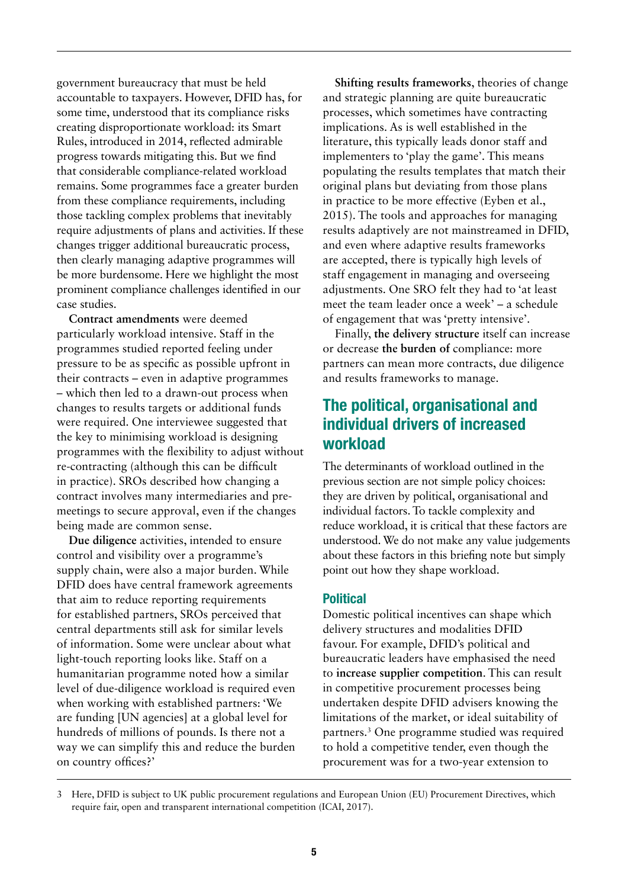government bureaucracy that must be held accountable to taxpayers. However, DFID has, for some time, understood that its compliance risks creating disproportionate workload: its Smart Rules, introduced in 2014, reflected admirable progress towards mitigating this. But we find that considerable compliance-related workload remains. Some programmes face a greater burden from these compliance requirements, including those tackling complex problems that inevitably require adjustments of plans and activities. If these changes trigger additional bureaucratic process, then clearly managing adaptive programmes will be more burdensome. Here we highlight the most prominent compliance challenges identified in our case studies.

**Contract amendments** were deemed particularly workload intensive. Staff in the programmes studied reported feeling under pressure to be as specific as possible upfront in their contracts – even in adaptive programmes – which then led to a drawn-out process when changes to results targets or additional funds were required. One interviewee suggested that the key to minimising workload is designing programmes with the flexibility to adjust without re-contracting (although this can be difficult in practice). SROs described how changing a contract involves many intermediaries and pre-meetings to secure approval, even if the changes being made are common sense.

**Due diligence** activities, intended to ensure control and visibility over a programme's supply chain, were also a major burden. While DFID does have central framework agreements that aim to reduce reporting requirements for established partners, SROs perceived that central departments still ask for similar levels of information. Some were unclear about what light-touch reporting looks like. Staff on a humanitarian programme noted how a similar level of due-diligence workload is required even when working with established partners: 'We are funding [UN agencies] at a global level for hundreds of millions of pounds. Is there not a way we can simplify this and reduce the burden on country offices?'

**Shifting results frameworks**, theories of change and strategic planning are quite bureaucratic processes, which sometimes have contracting implications. As is well established in the literature, this typically leads donor staff and implementers to 'play the game'. This means populating the results templates that match their original plans but deviating from those plans in practice to be more effective (Eyben et al., 2015). The tools and approaches for managing results adaptively are not mainstreamed in DFID, and even where adaptive results frameworks are accepted, there is typically high levels of staff engagement in managing and overseeing adjustments. One SRO felt they had to 'at least meet the team leader once a week' – a schedule of engagement that was 'pretty intensive'.

Finally, **the delivery structure** itself can increase or decrease **the burden of** compliance: more partners can mean more contracts, due diligence and results frameworks to manage.

## The political, organisational and individual drivers of increased workload

The determinants of workload outlined in the previous section are not simple policy choices: they are driven by political, organisational and individual factors. To tackle complexity and reduce workload, it is critical that these factors are understood. We do not make any value judgements about these factors in this briefing note but simply point out how they shape workload.

### Political

Domestic political incentives can shape which delivery structures and modalities DFID favour. For example, DFID's political and bureaucratic leaders have emphasised the need to **increase supplier competition**. This can result in competitive procurement processes being undertaken despite DFID advisers knowing the limitations of the market, or ideal suitability of partners.[3] One programme studied was required to hold a competitive tender, even though the procurement was for a two-year extension to

3 Here, DFID is subject to UK public procurement regulations and European Union (EU) Procurement Directives, which require fair, open and transparent international competition (ICAI, 2017).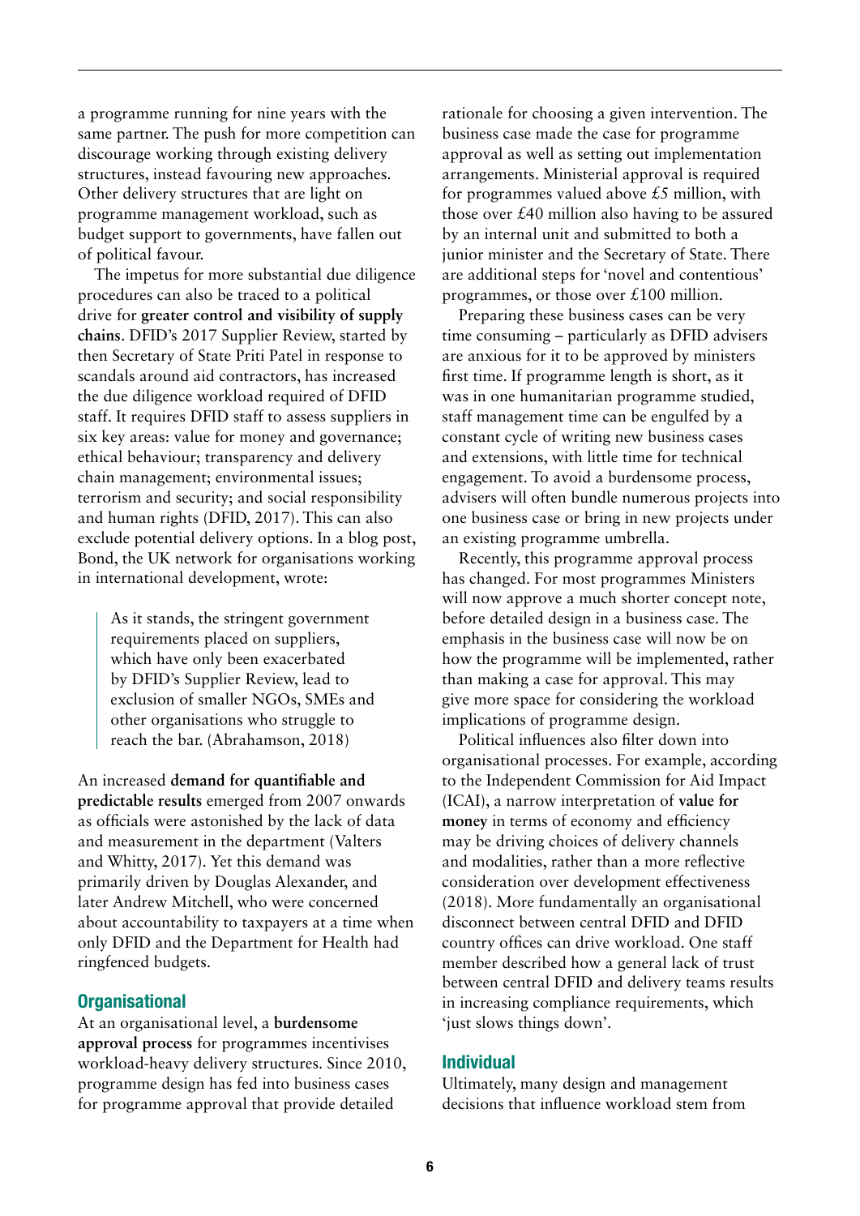a programme running for nine years with the same partner. The push for more competition can discourage working through existing delivery structures, instead favouring new approaches. Other delivery structures that are light on programme management workload, such as budget support to governments, have fallen out of political favour.

The impetus for more substantial due diligence procedures can also be traced to a political drive for **greater control and visibility of supply chains**. DFID's 2017 Supplier Review, started by then Secretary of State Priti Patel in response to scandals around aid contractors, has increased the due diligence workload required of DFID staff. It requires DFID staff to assess suppliers in six key areas: value for money and governance; ethical behaviour; transparency and delivery chain management; environmental issues; terrorism and security; and social responsibility and human rights (DFID, 2017). This can also exclude potential delivery options. In a blog post, Bond, the UK network for organisations working in international development, wrote:

> As it stands, the stringent government requirements placed on suppliers, which have only been exacerbated by DFID's Supplier Review, lead to exclusion of smaller NGOs, SMEs and other organisations who struggle to reach the bar. (Abrahamson, 2018)

An increased **demand for quantifiable and predictable results** emerged from 2007 onwards as officials were astonished by the lack of data and measurement in the department (Valters and Whitty, 2017). Yet this demand was primarily driven by Douglas Alexander, and later Andrew Mitchell, who were concerned about accountability to taxpayers at a time when only DFID and the Department for Health had ringfenced budgets.

### Organisational

At an organisational level, a **burdensome approval process** for programmes incentivises workload-heavy delivery structures. Since 2010, programme design has fed into business cases for programme approval that provide detailed rationale for choosing a given intervention. The business case made the case for programme approval as well as setting out implementation arrangements. Ministerial approval is required for programmes valued above £5 million, with those over £40 million also having to be assured by an internal unit and submitted to both a junior minister and the Secretary of State. There are additional steps for 'novel and contentious' programmes, or those over £100 million.

Preparing these business cases can be very time consuming – particularly as DFID advisers are anxious for it to be approved by ministers first time. If programme length is short, as it was in one humanitarian programme studied, staff management time can be engulfed by a constant cycle of writing new business cases and extensions, with little time for technical engagement. To avoid a burdensome process, advisers will often bundle numerous projects into one business case or bring in new projects under an existing programme umbrella.

Recently, this programme approval process has changed. For most programmes Ministers will now approve a much shorter concept note, before detailed design in a business case. The emphasis in the business case will now be on how the programme will be implemented, rather than making a case for approval. This may give more space for considering the workload implications of programme design.

Political influences also filter down into organisational processes. For example, according to the Independent Commission for Aid Impact (ICAI), a narrow interpretation of **value for money** in terms of economy and efficiency may be driving choices of delivery channels and modalities, rather than a more reflective consideration over development effectiveness (2018). More fundamentally an organisational disconnect between central DFID and DFID country offices can drive workload. One staff member described how a general lack of trust between central DFID and delivery teams results in increasing compliance requirements, which 'just slows things down'.

### Individual

Ultimately, many design and management decisions that influence workload stem from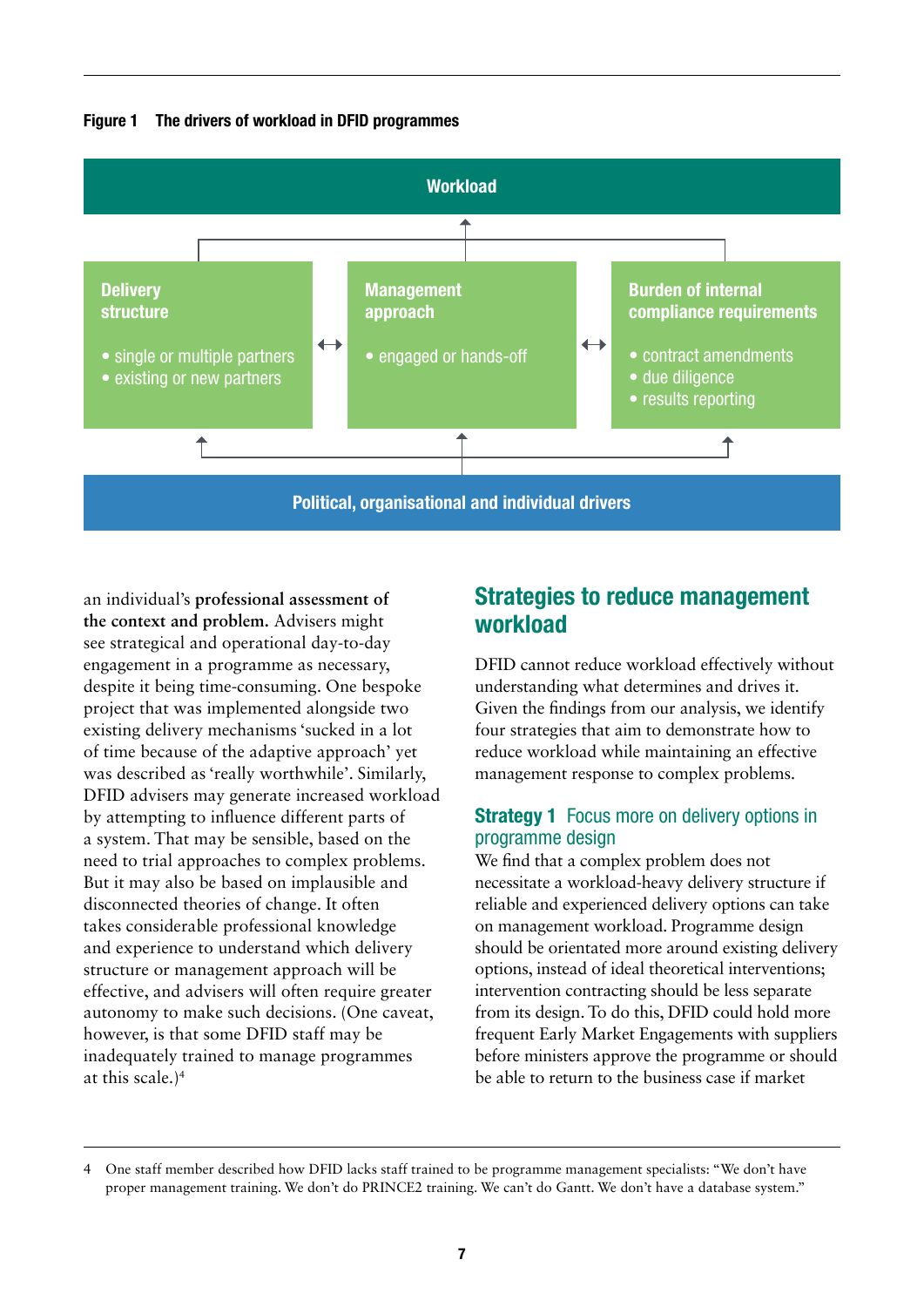**Figure 1** The drivers of workload in DFID programmes

**Workload**

**Delivery structure**
- single or multiple partners
- existing or new partners

**Management approach**
- engaged or hands-off

**Burden of internal compliance requirements**
- contract amendments
- due diligence
- results reporting

**Political, organisational and individual drivers**

an individual's **professional assessment of the context and problem.** Advisers might see strategical and operational day-to-day engagement in a programme as necessary, despite it being time-consuming. One bespoke project that was implemented alongside two existing delivery mechanisms 'sucked in a lot of time because of the adaptive approach' yet was described as 'really worthwhile'. Similarly, DFID advisers may generate increased workload by attempting to influence different parts of a system. That may be sensible, based on the need to trial approaches to complex problems. But it may also be based on implausible and disconnected theories of change. It often takes considerable professional knowledge and experience to understand which delivery structure or management approach will be effective, and advisers will often require greater autonomy to make such decisions. (One caveat, however, is that some DFID staff may be inadequately trained to manage programmes at this scale.)[4]

## Strategies to reduce management workload

DFID cannot reduce workload effectively without understanding what determines and drives it. Given the findings from our analysis, we identify four strategies that aim to demonstrate how to reduce workload while maintaining an effective management response to complex problems.

### Strategy 1 Focus more on delivery options in programme design

We find that a complex problem does not necessitate a workload-heavy delivery structure if reliable and experienced delivery options can take on management workload. Programme design should be orientated more around existing delivery options, instead of ideal theoretical interventions; intervention contracting should be less separate from its design. To do this, DFID could hold more frequent Early Market Engagements with suppliers before ministers approve the programme or should be able to return to the business case if market

4 One staff member described how DFID lacks staff trained to be programme management specialists: "We don't have proper management training. We don't do PRINCE2 training. We can't do Gantt. We don't have a database system."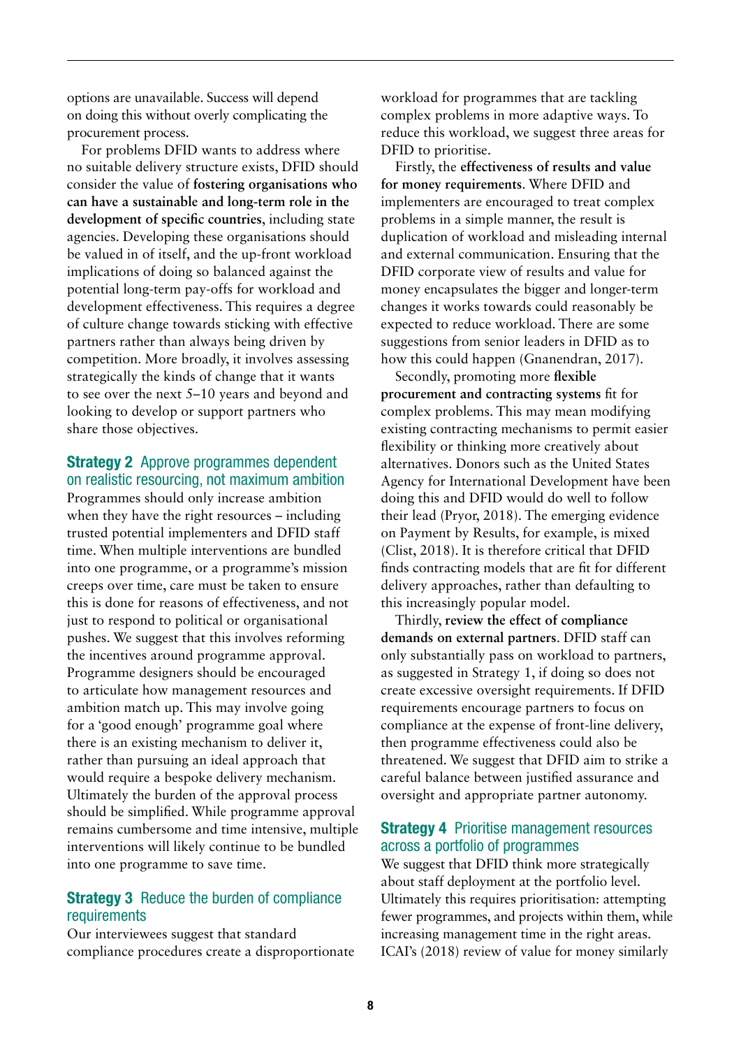options are unavailable. Success will depend on doing this without overly complicating the procurement process.

For problems DFID wants to address where no suitable delivery structure exists, DFID should consider the value of **fostering organisations who can have a sustainable and long-term role in the development of specific countries**, including state agencies. Developing these organisations should be valued in of itself, and the up-front workload implications of doing so balanced against the potential long-term pay-offs for workload and development effectiveness. This requires a degree of culture change towards sticking with effective partners rather than always being driven by competition. More broadly, it involves assessing strategically the kinds of change that it wants to see over the next 5–10 years and beyond and looking to develop or support partners who share those objectives.

### Strategy 2 Approve programmes dependent on realistic resourcing, not maximum ambition

Programmes should only increase ambition when they have the right resources – including trusted potential implementers and DFID staff time. When multiple interventions are bundled into one programme, or a programme's mission creeps over time, care must be taken to ensure this is done for reasons of effectiveness, and not just to respond to political or organisational pushes. We suggest that this involves reforming the incentives around programme approval. Programme designers should be encouraged to articulate how management resources and ambition match up. This may involve going for a 'good enough' programme goal where there is an existing mechanism to deliver it, rather than pursuing an ideal approach that would require a bespoke delivery mechanism. Ultimately the burden of the approval process should be simplified. While programme approval remains cumbersome and time intensive, multiple interventions will likely continue to be bundled into one programme to save time.

### Strategy 3 Reduce the burden of compliance requirements

Our interviewees suggest that standard compliance procedures create a disproportionate workload for programmes that are tackling complex problems in more adaptive ways. To reduce this workload, we suggest three areas for DFID to prioritise.

Firstly, the **effectiveness of results and value for money requirements**. Where DFID and implementers are encouraged to treat complex problems in a simple manner, the result is duplication of workload and misleading internal and external communication. Ensuring that the DFID corporate view of results and value for money encapsulates the bigger and longer-term changes it works towards could reasonably be expected to reduce workload. There are some suggestions from senior leaders in DFID as to how this could happen (Gnanendran, 2017).

Secondly, promoting more **flexible procurement and contracting systems** fit for complex problems. This may mean modifying existing contracting mechanisms to permit easier flexibility or thinking more creatively about alternatives. Donors such as the United States Agency for International Development have been doing this and DFID would do well to follow their lead (Pryor, 2018). The emerging evidence on Payment by Results, for example, is mixed (Clist, 2018). It is therefore critical that DFID finds contracting models that are fit for different delivery approaches, rather than defaulting to this increasingly popular model.

Thirdly, **review the effect of compliance demands on external partners**. DFID staff can only substantially pass on workload to partners, as suggested in Strategy 1, if doing so does not create excessive oversight requirements. If DFID requirements encourage partners to focus on compliance at the expense of front-line delivery, then programme effectiveness could also be threatened. We suggest that DFID aim to strike a careful balance between justified assurance and oversight and appropriate partner autonomy.

### Strategy 4 Prioritise management resources across a portfolio of programmes

We suggest that DFID think more strategically about staff deployment at the portfolio level. Ultimately this requires prioritisation: attempting fewer programmes, and projects within them, while increasing management time in the right areas. ICAI's (2018) review of value for money similarly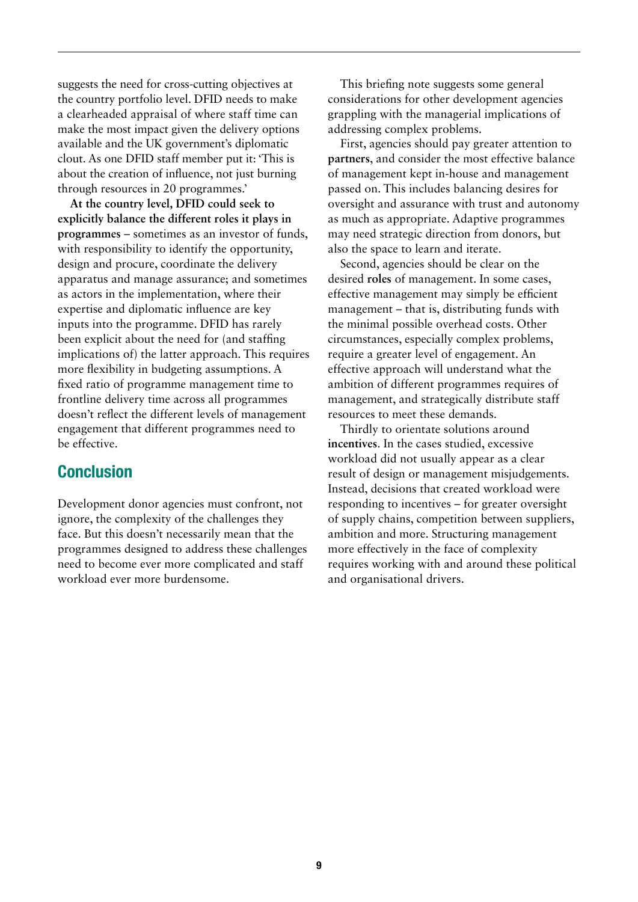suggests the need for cross-cutting objectives at the country portfolio level. DFID needs to make a clearheaded appraisal of where staff time can make the most impact given the delivery options available and the UK government's diplomatic clout. As one DFID staff member put it: 'This is about the creation of influence, not just burning through resources in 20 programmes.'

**At the country level, DFID could seek to explicitly balance the different roles it plays in programmes** – sometimes as an investor of funds, with responsibility to identify the opportunity, design and procure, coordinate the delivery apparatus and manage assurance; and sometimes as actors in the implementation, where their expertise and diplomatic influence are key inputs into the programme. DFID has rarely been explicit about the need for (and staffing implications of) the latter approach. This requires more flexibility in budgeting assumptions. A fixed ratio of programme management time to frontline delivery time across all programmes doesn't reflect the different levels of management engagement that different programmes need to be effective.

## Conclusion

Development donor agencies must confront, not ignore, the complexity of the challenges they face. But this doesn't necessarily mean that the programmes designed to address these challenges need to become ever more complicated and staff workload ever more burdensome.

This briefing note suggests some general considerations for other development agencies grappling with the managerial implications of addressing complex problems.

First, agencies should pay greater attention to **partners**, and consider the most effective balance of management kept in-house and management passed on. This includes balancing desires for oversight and assurance with trust and autonomy as much as appropriate. Adaptive programmes may need strategic direction from donors, but also the space to learn and iterate.

Second, agencies should be clear on the desired **roles** of management. In some cases, effective management may simply be efficient management – that is, distributing funds with the minimal possible overhead costs. Other circumstances, especially complex problems, require a greater level of engagement. An effective approach will understand what the ambition of different programmes requires of management, and strategically distribute staff resources to meet these demands.

Thirdly to orientate solutions around **incentives**. In the cases studied, excessive workload did not usually appear as a clear result of design or management misjudgements. Instead, decisions that created workload were responding to incentives – for greater oversight of supply chains, competition between suppliers, ambition and more. Structuring management more effectively in the face of complexity requires working with and around these political and organisational drivers.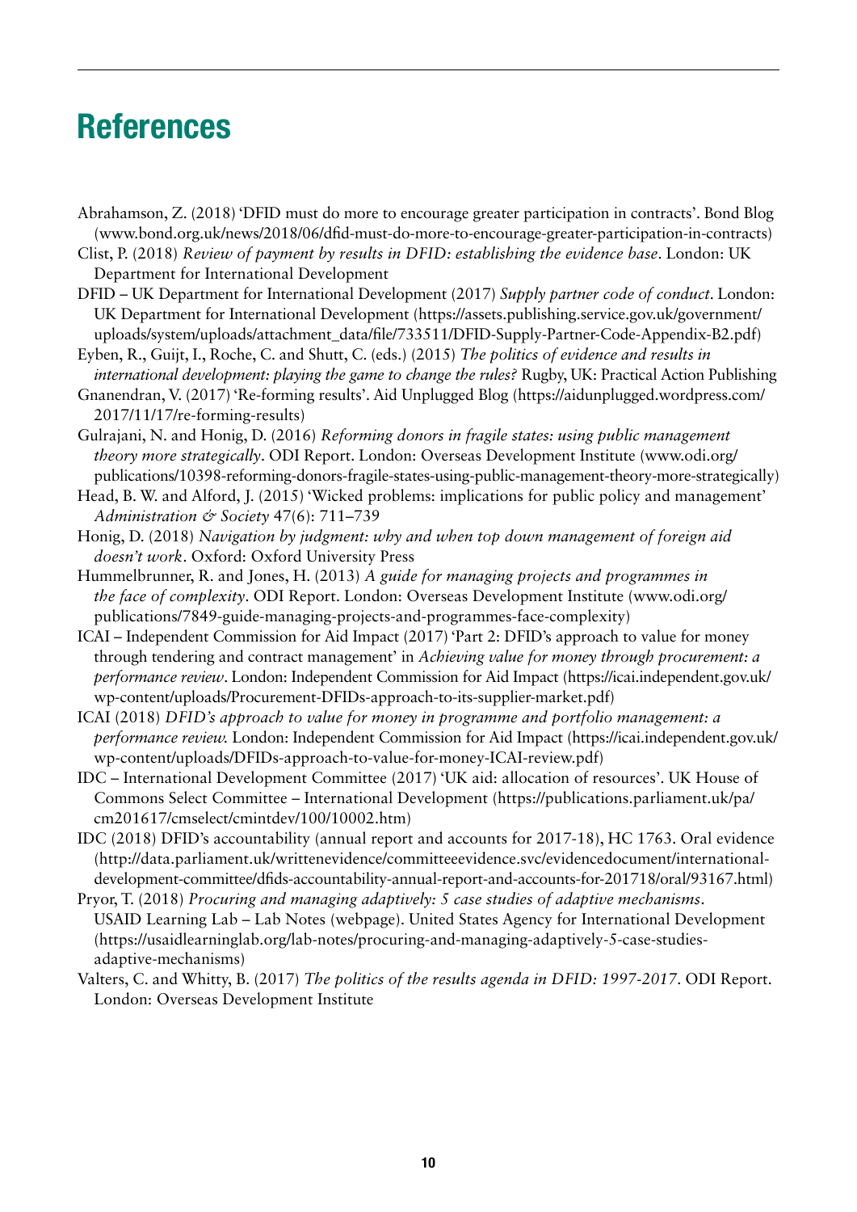# References

Abrahamson, Z. (2018) 'DFID must do more to encourage greater participation in contracts'. Bond Blog (www.bond.org.uk/news/2018/06/dfid-must-do-more-to-encourage-greater-participation-in-contracts)

Clist, P. (2018) *Review of payment by results in DFID: establishing the evidence base*. London: UK Department for International Development

DFID – UK Department for International Development (2017) *Supply partner code of conduct*. London: UK Department for International Development (https://assets.publishing.service.gov.uk/government/uploads/system/uploads/attachment_data/file/733511/DFID-Supply-Partner-Code-Appendix-B2.pdf)

Eyben, R., Guijt, I., Roche, C. and Shutt, C. (eds.) (2015) *The politics of evidence and results in international development: playing the game to change the rules?* Rugby, UK: Practical Action Publishing

Gnanendran, V. (2017) 'Re-forming results'. Aid Unplugged Blog (https://aidunplugged.wordpress.com/2017/11/17/re-forming-results)

Gulrajani, N. and Honig, D. (2016) *Reforming donors in fragile states: using public management theory more strategically*. ODI Report. London: Overseas Development Institute (www.odi.org/publications/10398-reforming-donors-fragile-states-using-public-management-theory-more-strategically)

Head, B. W. and Alford, J. (2015) 'Wicked problems: implications for public policy and management' *Administration & Society* 47(6): 711–739

Honig, D. (2018) *Navigation by judgment: why and when top down management of foreign aid doesn't work*. Oxford: Oxford University Press

Hummelbrunner, R. and Jones, H. (2013) *A guide for managing projects and programmes in the face of complexity*. ODI Report. London: Overseas Development Institute (www.odi.org/publications/7849-guide-managing-projects-and-programmes-face-complexity)

ICAI – Independent Commission for Aid Impact (2017) 'Part 2: DFID's approach to value for money through tendering and contract management' in *Achieving value for money through procurement: a performance review*. London: Independent Commission for Aid Impact (https://icai.independent.gov.uk/wp-content/uploads/Procurement-DFIDs-approach-to-its-supplier-market.pdf)

ICAI (2018) *DFID's approach to value for money in programme and portfolio management: a performance review.* London: Independent Commission for Aid Impact (https://icai.independent.gov.uk/wp-content/uploads/DFIDs-approach-to-value-for-money-ICAI-review.pdf)

IDC – International Development Committee (2017) 'UK aid: allocation of resources'. UK House of Commons Select Committee – International Development (https://publications.parliament.uk/pa/cm201617/cmselect/cmintdev/100/10002.htm)

IDC (2018) DFID's accountability (annual report and accounts for 2017-18), HC 1763. Oral evidence (http://data.parliament.uk/writtenevidence/committeeevidence.svc/evidencedocument/international-development-committee/dfids-accountability-annual-report-and-accounts-for-201718/oral/93167.html)

Pryor, T. (2018) *Procuring and managing adaptively: 5 case studies of adaptive mechanisms*. USAID Learning Lab – Lab Notes (webpage). United States Agency for International Development (https://usaidlearninglab.org/lab-notes/procuring-and-managing-adaptively-5-case-studies-adaptive-mechanisms)

Valters, C. and Whitty, B. (2017) *The politics of the results agenda in DFID: 1997-2017*. ODI Report. London: Overseas Development Institute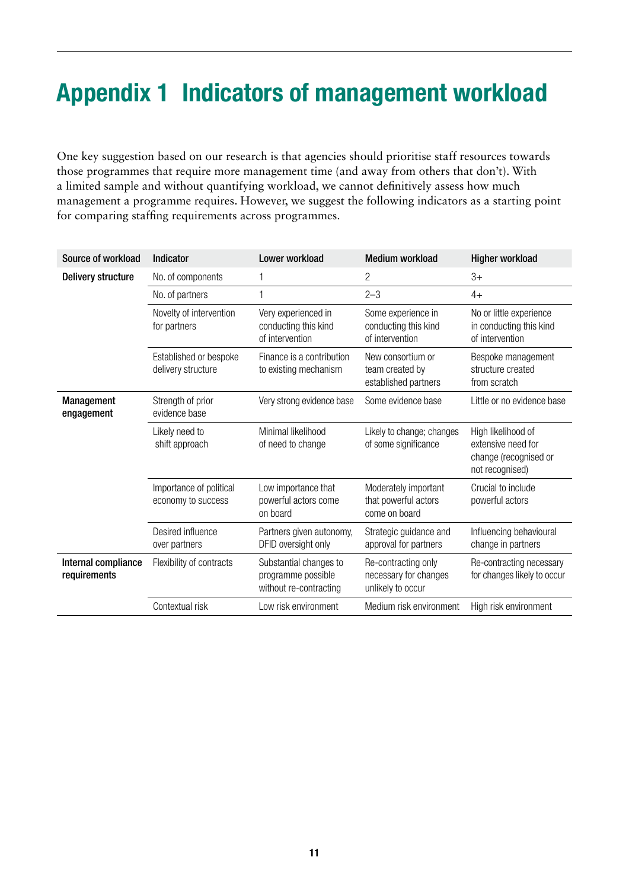# Appendix 1 Indicators of management workload

One key suggestion based on our research is that agencies should prioritise staff resources towards those programmes that require more management time (and away from others that don't). With a limited sample and without quantifying workload, we cannot definitively assess how much management a programme requires. However, we suggest the following indicators as a starting point for comparing staffing requirements across programmes.

| Source of workload | Indicator | Lower workload | Medium workload | Higher workload |
|---|---|---|---|---|
| **Delivery structure** | No. of components | 1 | 2 | 3+ |
| | No. of partners | 1 | 2–3 | 4+ |
| | Novelty of intervention for partners | Very experienced in conducting this kind of intervention | Some experience in conducting this kind of intervention | No or little experience in conducting this kind of intervention |
| | Established or bespoke delivery structure | Finance is a contribution to existing mechanism | New consortium or team created by established partners | Bespoke management structure created from scratch |
| **Management engagement** | Strength of prior evidence base | Very strong evidence base | Some evidence base | Little or no evidence base |
| | Likely need to shift approach | Minimal likelihood of need to change | Likely to change; changes of some significance | High likelihood of extensive need for change (recognised or not recognised) |
| | Importance of political economy to success | Low importance that powerful actors come on board | Moderately important that powerful actors come on board | Crucial to include powerful actors |
| | Desired influence over partners | Partners given autonomy, DFID oversight only | Strategic guidance and approval for partners | Influencing behavioural change in partners |
| **Internal compliance requirements** | Flexibility of contracts | Substantial changes to programme possible without re-contracting | Re-contracting only necessary for changes unlikely to occur | Re-contracting necessary for changes likely to occur |
| | Contextual risk | Low risk environment | Medium risk environment | High risk environment |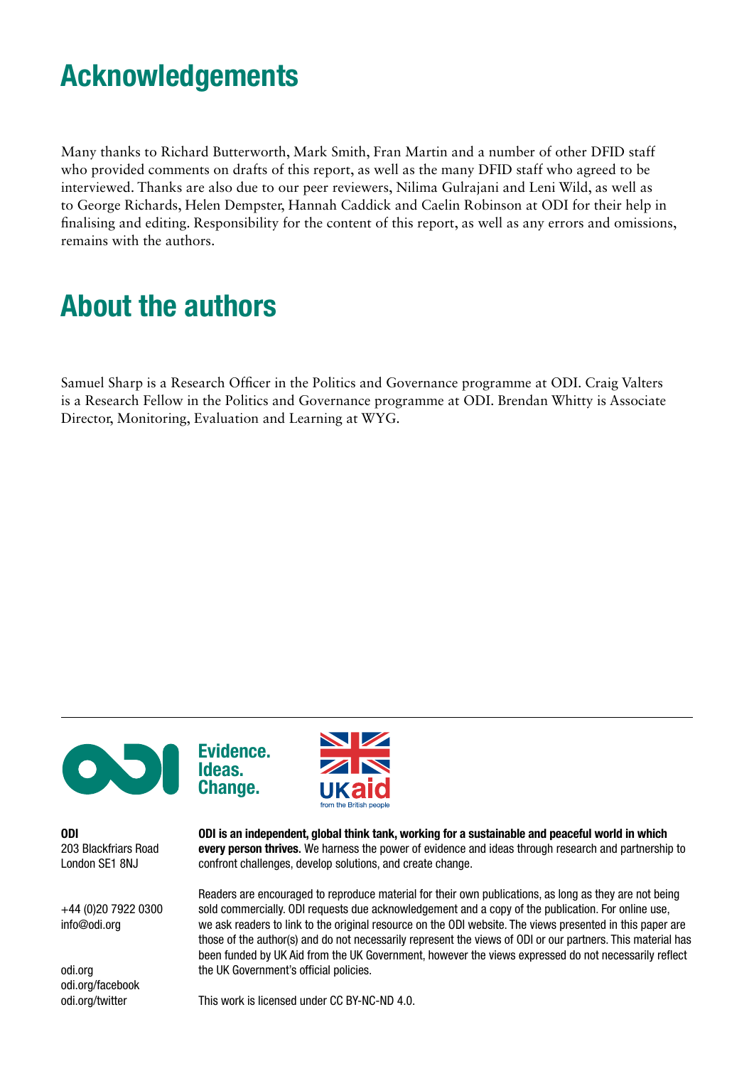## Acknowledgements

Many thanks to Richard Butterworth, Mark Smith, Fran Martin and a number of other DFID staff who provided comments on drafts of this report, as well as the many DFID staff who agreed to be interviewed. Thanks are also due to our peer reviewers, Nilima Gulrajani and Leni Wild, as well as to George Richards, Helen Dempster, Hannah Caddick and Caelin Robinson at ODI for their help in finalising and editing. Responsibility for the content of this report, as well as any errors and omissions, remains with the authors.

## About the authors

Samuel Sharp is a Research Officer in the Politics and Governance programme at ODI. Craig Valters is a Research Fellow in the Politics and Governance programme at ODI. Brendan Whitty is Associate Director, Monitoring, Evaluation and Learning at WYG.

Evidence.
Ideas.
Change.

UKaid
from the British people

**ODI**
203 Blackfriars Road
London SE1 8NJ

+44 (0)20 7922 0300
info@odi.org

odi.org
odi.org/facebook
odi.org/twitter

**ODI is an independent, global think tank, working for a sustainable and peaceful world in which every person thrives.** We harness the power of evidence and ideas through research and partnership to confront challenges, develop solutions, and create change.

Readers are encouraged to reproduce material for their own publications, as long as they are not being sold commercially. ODI requests due acknowledgement and a copy of the publication. For online use, we ask readers to link to the original resource on the ODI website. The views presented in this paper are those of the author(s) and do not necessarily represent the views of ODI or our partners. This material has been funded by UK Aid from the UK Government, however the views expressed do not necessarily reflect the UK Government's official policies.

This work is licensed under CC BY-NC-ND 4.0.